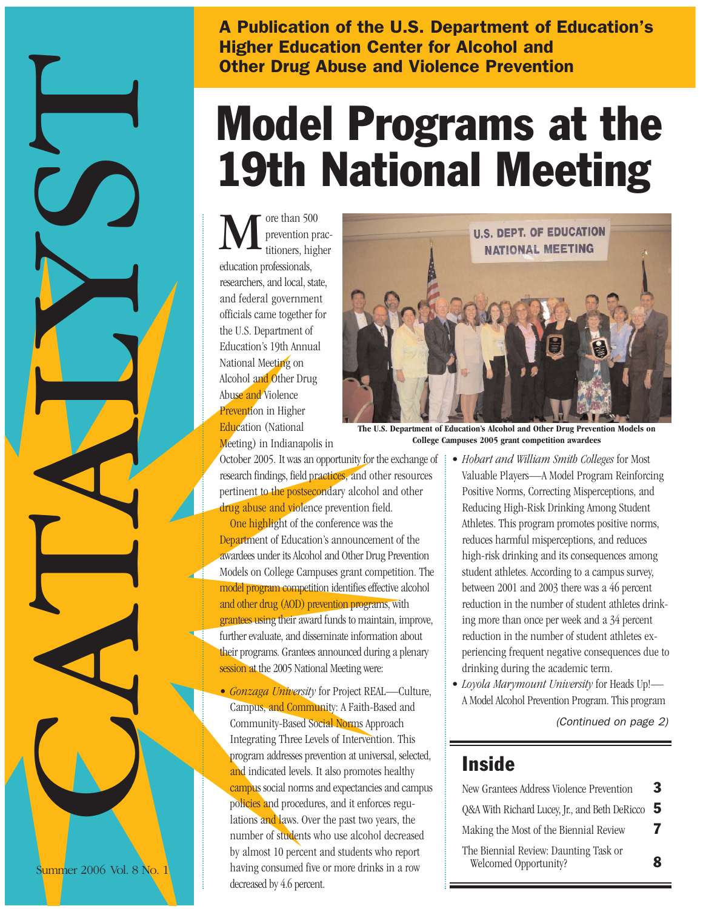# CATALYST

**A Publication of the U.S. Department of Education's Higher Education Center for Alcohol and Other Drug Abuse and Violence Prevention**

Summer 2006 Vol. 8 No. 1

# Model Programs at the 19th National Meeting

More than 500 prevention practitioners, higher education professionals, researchers, and local, state, and federal government officials came together for the U.S. Department of Education's 19th Annual National Meeting on Alcohol and Other Drug Abuse and Violence Prevention in Higher Education (National Meeting) in Indianapolis in October 2005. It was an opportunity for the exchange of research findings, field practices, and other resources pertinent to the postsecondary alcohol and other drug abuse and violence prevention field.

The U.S. Department of Education's Alcohol and Other Drug Prevention Models on College Campuses 2005 grant competition awardees

One highlight of the conference was the Department of Education's announcement of the awardees under its Alcohol and Other Drug Prevention Models on College Campuses grant competition. The model program competition identifies effective alcohol and other drug (AOD) prevention programs, with grantees using their award funds to maintain, improve, further evaluate, and disseminate information about their programs. Grantees announced during a plenary session at the 2005 National Meeting were:

- *Gonzaga University* for Project REAL—Culture, Campus, and Community: A Faith-Based and Community-Based Social Norms Approach Integrating Three Levels of Intervention. This program addresses prevention at universal, selected, and indicated levels. It also promotes healthy campus social norms and expectancies and campus policies and procedures, and it enforces regulations and laws. Over the past two years, the number of students who use alcohol decreased by almost 10 percent and students who report having consumed five or more drinks in a row decreased by 4.6 percent.
- *Hobart and William Smith Colleges* for Most Valuable Players—A Model Program Reinforcing Positive Norms, Correcting Misperceptions, and Reducing High-Risk Drinking Among Student Athletes. This program promotes positive norms, reduces harmful misperceptions, and reduces high-risk drinking and its consequences among student athletes. According to a campus survey, between 2001 and 2003 there was a 46 percent reduction in the number of student athletes drinking more than once per week and a 34 percent reduction in the number of student athletes experiencing frequent negative consequences due to drinking during the academic term.
- *Loyola Marymount University* for Heads Up!—A Model Alcohol Prevention Program. This program

*(Continued on page 2)*

## Inside

- New Grantees Address Violence Prevention — 3
- Q&A With Richard Lucey, Jr., and Beth DeRicco — 5
- Making the Most of the Biennial Review — 7
- The Biennial Review: Daunting Task or Welcomed Opportunity? — 8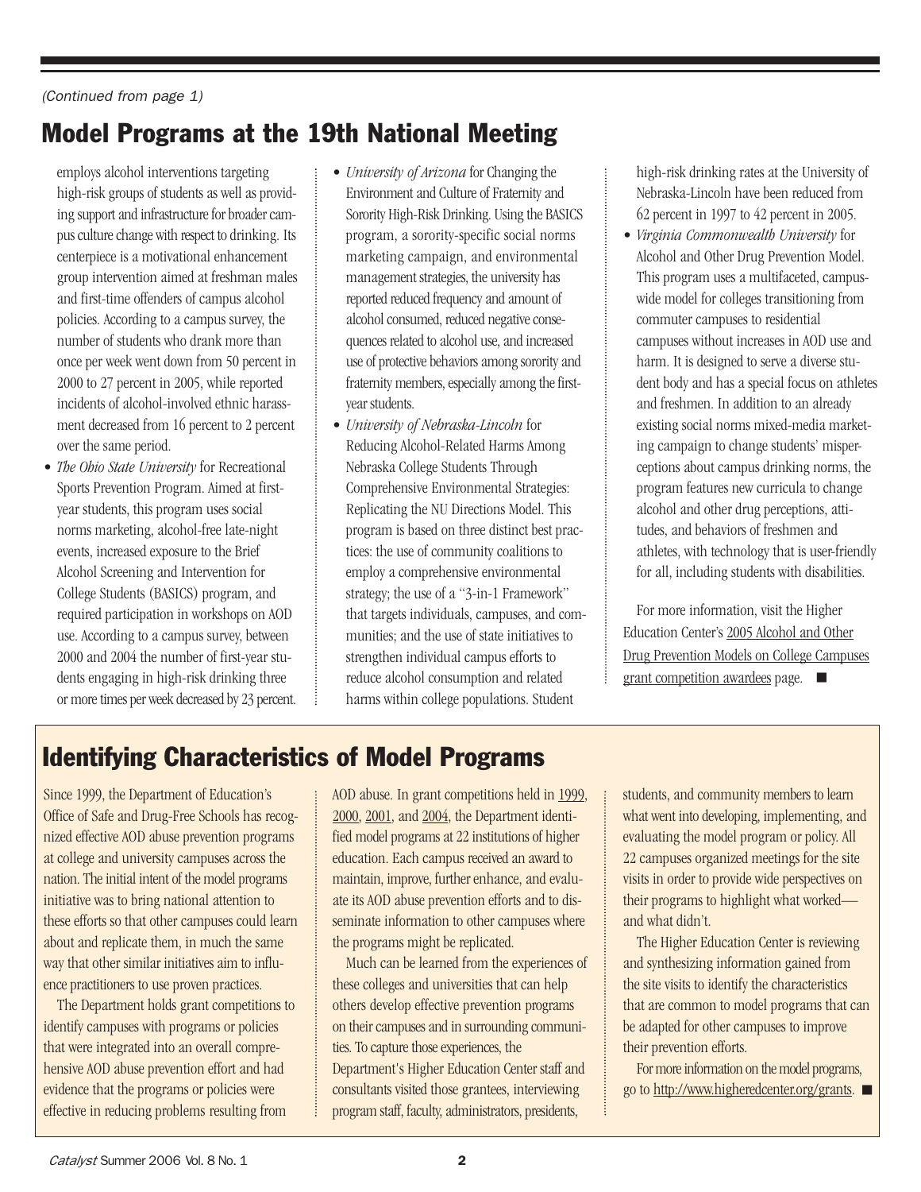*(Continued from page 1)*

## Model Programs at the 19th National Meeting

employs alcohol interventions targeting high-risk groups of students as well as providing support and infrastructure for broader campus culture change with respect to drinking. Its centerpiece is a motivational enhancement group intervention aimed at freshman males and first-time offenders of campus alcohol policies. According to a campus survey, the number of students who drank more than once per week went down from 50 percent in 2000 to 27 percent in 2005, while reported incidents of alcohol-involved ethnic harassment decreased from 16 percent to 2 percent over the same period.

- *The Ohio State University* for Recreational Sports Prevention Program. Aimed at first-year students, this program uses social norms marketing, alcohol-free late-night events, increased exposure to the Brief Alcohol Screening and Intervention for College Students (BASICS) program, and required participation in workshops on AOD use. According to a campus survey, between 2000 and 2004 the number of first-year students engaging in high-risk drinking three or more times per week decreased by 23 percent.
- *University of Arizona* for Changing the Environment and Culture of Fraternity and Sorority High-Risk Drinking. Using the BASICS program, a sorority-specific social norms marketing campaign, and environmental management strategies, the university has reported reduced frequency and amount of alcohol consumed, reduced negative consequences related to alcohol use, and increased use of protective behaviors among sorority and fraternity members, especially among the first-year students.
- *University of Nebraska-Lincoln* for Reducing Alcohol-Related Harms Among Nebraska College Students Through Comprehensive Environmental Strategies: Replicating the NU Directions Model. This program is based on three distinct best practices: the use of community coalitions to employ a comprehensive environmental strategy; the use of a "3-in-1 Framework" that targets individuals, campuses, and communities; and the use of state initiatives to strengthen individual campus efforts to reduce alcohol consumption and related harms within college populations. Student high-risk drinking rates at the University of Nebraska-Lincoln have been reduced from 62 percent in 1997 to 42 percent in 2005.
- *Virginia Commonwealth University* for Alcohol and Other Drug Prevention Model. This program uses a multifaceted, campus-wide model for colleges transitioning from commuter campuses to residential campuses without increases in AOD use and harm. It is designed to serve a diverse student body and has a special focus on athletes and freshmen. In addition to an already existing social norms mixed-media marketing campaign to change students' misperceptions about campus drinking norms, the program features new curricula to change alcohol and other drug perceptions, attitudes, and behaviors of freshmen and athletes, with technology that is user-friendly for all, including students with disabilities.

For more information, visit the Higher Education Center's 2005 Alcohol and Other Drug Prevention Models on College Campuses grant competition awardees page. ■

## Identifying Characteristics of Model Programs

Since 1999, the Department of Education's Office of Safe and Drug-Free Schools has recognized effective AOD abuse prevention programs at college and university campuses across the nation. The initial intent of the model programs initiative was to bring national attention to these efforts so that other campuses could learn about and replicate them, in much the same way that other similar initiatives aim to influence practitioners to use proven practices.

The Department holds grant competitions to identify campuses with programs or policies that were integrated into an overall comprehensive AOD abuse prevention effort and had evidence that the programs or policies were effective in reducing problems resulting from AOD abuse. In grant competitions held in 1999, 2000, 2001, and 2004, the Department identified model programs at 22 institutions of higher education. Each campus received an award to maintain, improve, further enhance, and evaluate its AOD abuse prevention efforts and to disseminate information to other campuses where the programs might be replicated.

Much can be learned from the experiences of these colleges and universities that can help others develop effective prevention programs on their campuses and in surrounding communities. To capture those experiences, the Department's Higher Education Center staff and consultants visited those grantees, interviewing program staff, faculty, administrators, presidents, students, and community members to learn what went into developing, implementing, and evaluating the model program or policy. All 22 campuses organized meetings for the site visits in order to provide wide perspectives on their programs to highlight what worked—and what didn't.

The Higher Education Center is reviewing and synthesizing information gained from the site visits to identify the characteristics that are common to model programs that can be adapted for other campuses to improve their prevention efforts.

For more information on the model programs, go to http://www.higheredcenter.org/grants. ■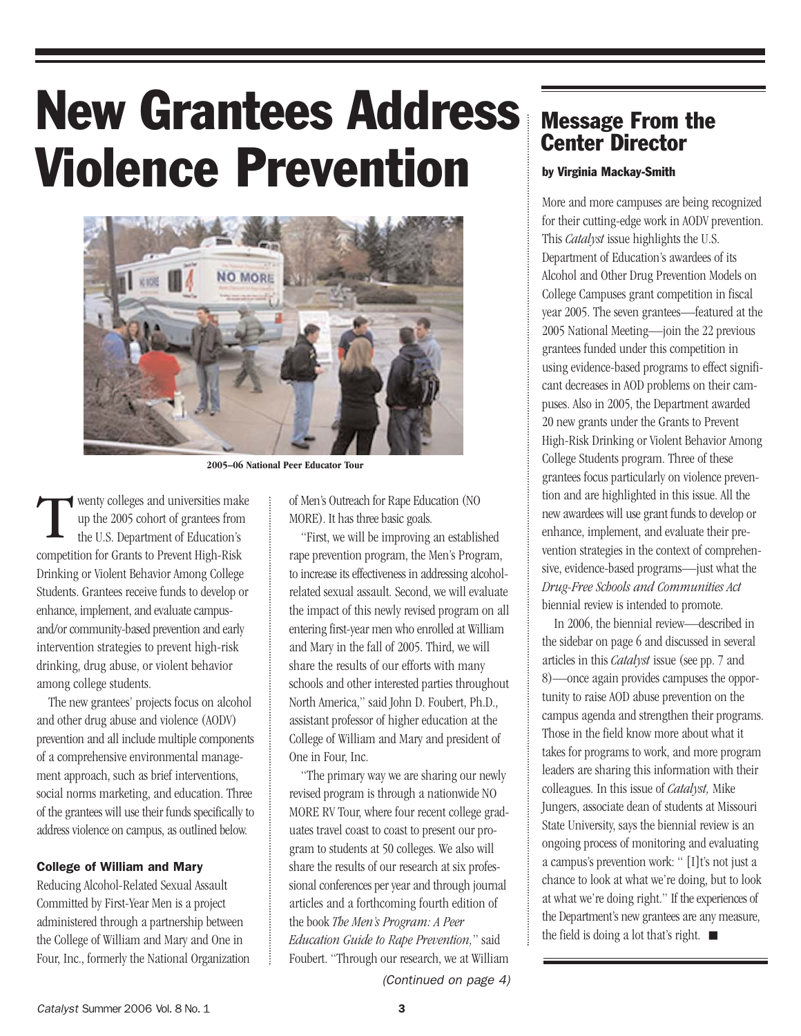# New Grantees Address Violence Prevention

2005–06 National Peer Educator Tour

Twenty colleges and universities make up the 2005 cohort of grantees from the U.S. Department of Education's competition for Grants to Prevent High-Risk Drinking or Violent Behavior Among College Students. Grantees receive funds to develop or enhance, implement, and evaluate campus- and/or community-based prevention and early intervention strategies to prevent high-risk drinking, drug abuse, or violent behavior among college students.

The new grantees' projects focus on alcohol and other drug abuse and violence (AODV) prevention and all include multiple components of a comprehensive environmental management approach, such as brief interventions, social norms marketing, and education. Three of the grantees will use their funds specifically to address violence on campus, as outlined below.

### College of William and Mary

Reducing Alcohol-Related Sexual Assault Committed by First-Year Men is a project administered through a partnership between the College of William and Mary and One in Four, Inc., formerly the National Organization of Men's Outreach for Rape Education (NO MORE). It has three basic goals.

"First, we will be improving an established rape prevention program, the Men's Program, to increase its effectiveness in addressing alcohol-related sexual assault. Second, we will evaluate the impact of this newly revised program on all entering first-year men who enrolled at William and Mary in the fall of 2005. Third, we will share the results of our efforts with many schools and other interested parties throughout North America," said John D. Foubert, Ph.D., assistant professor of higher education at the College of William and Mary and president of One in Four, Inc.

"The primary way we are sharing our newly revised program is through a nationwide NO MORE RV Tour, where four recent college graduates travel coast to coast to present our program to students at 50 colleges. We also will share the results of our research at six professional conferences per year and through journal articles and a forthcoming fourth edition of the book *The Men's Program: A Peer Education Guide to Rape Prevention*," said Foubert. "Through our research, we at William

*(Continued on page 4)*

## Message From the Center Director

**by Virginia Mackay-Smith**

More and more campuses are being recognized for their cutting-edge work in AODV prevention. This *Catalyst* issue highlights the U.S. Department of Education's awardees of its Alcohol and Other Drug Prevention Models on College Campuses grant competition in fiscal year 2005. The seven grantees—featured at the 2005 National Meeting—join the 22 previous grantees funded under this competition in using evidence-based programs to effect significant decreases in AOD problems on their campuses. Also in 2005, the Department awarded 20 new grants under the Grants to Prevent High-Risk Drinking or Violent Behavior Among College Students program. Three of these grantees focus particularly on violence prevention and are highlighted in this issue. All the new awardees will use grant funds to develop or enhance, implement, and evaluate their prevention strategies in the context of comprehensive, evidence-based programs—just what the *Drug-Free Schools and Communities Act* biennial review is intended to promote.

In 2006, the biennial review—described in the sidebar on page 6 and discussed in several articles in this *Catalyst* issue (see pp. 7 and 8)—once again provides campuses the opportunity to raise AOD abuse prevention on the campus agenda and strengthen their programs. Those in the field know more about what it takes for programs to work, and more program leaders are sharing this information with their colleagues. In this issue of *Catalyst,* Mike Jungers, associate dean of students at Missouri State University, says the biennial review is an ongoing process of monitoring and evaluating a campus's prevention work: " [I]t's not just a chance to look at what we're doing, but to look at what we're doing right." If the experiences of the Department's new grantees are any measure, the field is doing a lot that's right. ■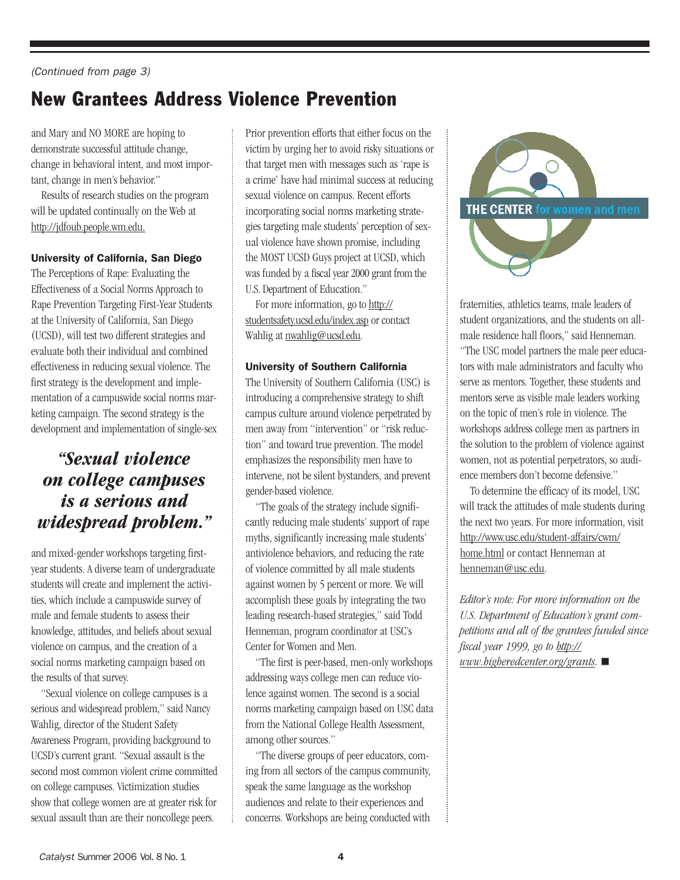*(Continued from page 3)*

# New Grantees Address Violence Prevention

and Mary and NO MORE are hoping to demonstrate successful attitude change, change in behavioral intent, and most important, change in men's behavior."

Results of research studies on the program will be updated continually on the Web at http://jdfoub.people.wm.edu.

**University of California, San Diego**

The Perceptions of Rape: Evaluating the Effectiveness of a Social Norms Approach to Rape Prevention Targeting First-Year Students at the University of California, San Diego (UCSD), will test two different strategies and evaluate both their individual and combined effectiveness in reducing sexual violence. The first strategy is the development and implementation of a campuswide social norms marketing campaign. The second strategy is the development and implementation of single-sex and mixed-gender workshops targeting first-year students. A diverse team of undergraduate students will create and implement the activities, which include a campuswide survey of male and female students to assess their knowledge, attitudes, and beliefs about sexual violence on campus, and the creation of a social norms marketing campaign based on the results of that survey.

> ***"Sexual violence on college campuses is a serious and widespread problem."***

"Sexual violence on college campuses is a serious and widespread problem," said Nancy Wahlig, director of the Student Safety Awareness Program, providing background to UCSD's current grant. "Sexual assault is the second most common violent crime committed on college campuses. Victimization studies show that college women are at greater risk for sexual assault than are their noncollege peers. Prior prevention efforts that either focus on the victim by urging her to avoid risky situations or that target men with messages such as 'rape is a crime' have had minimal success at reducing sexual violence on campus. Recent efforts incorporating social norms marketing strategies targeting male students' perception of sexual violence have shown promise, including the MOST UCSD Guys project at UCSD, which was funded by a fiscal year 2000 grant from the U.S. Department of Education."

For more information, go to http://studentsafety.ucsd.edu/index.asp or contact Wahlig at nwahlig@ucsd.edu.

**University of Southern California**

The University of Southern California (USC) is introducing a comprehensive strategy to shift campus culture around violence perpetrated by men away from "intervention" or "risk reduction" and toward true prevention. The model emphasizes the responsibility men have to intervene, not be silent bystanders, and prevent gender-based violence.

"The goals of the strategy include significantly reducing male students' support of rape myths, significantly increasing male students' antiviolence behaviors, and reducing the rate of violence committed by all male students against women by 5 percent or more. We will accomplish these goals by integrating the two leading research-based strategies," said Todd Henneman, program coordinator at USC's Center for Women and Men.

"The first is peer-based, men-only workshops addressing ways college men can reduce violence against women. The second is a social norms marketing campaign based on USC data from the National College Health Assessment, among other sources."

"The diverse groups of peer educators, coming from all sectors of the campus community, speak the same language as the workshop audiences and relate to their experiences and concerns. Workshops are being conducted with fraternities, athletics teams, male leaders of student organizations, and the students on all-male residence hall floors," said Henneman. "The USC model partners the male peer educators with male administrators and faculty who serve as mentors. Together, these students and mentors serve as visible male leaders working on the topic of men's role in violence. The workshops address college men as partners in the solution to the problem of violence against women, not as potential perpetrators, so audience members don't become defensive."

To determine the efficacy of its model, USC will track the attitudes of male students during the next two years. For more information, visit http://www.usc.edu/student-affairs/cwm/home.html or contact Henneman at henneman@usc.edu.

*Editor's note: For more information on the U.S. Department of Education's grant competitions and all of the grantees funded since fiscal year 1999, go to http://www.higheredcenter.org/grants.* ■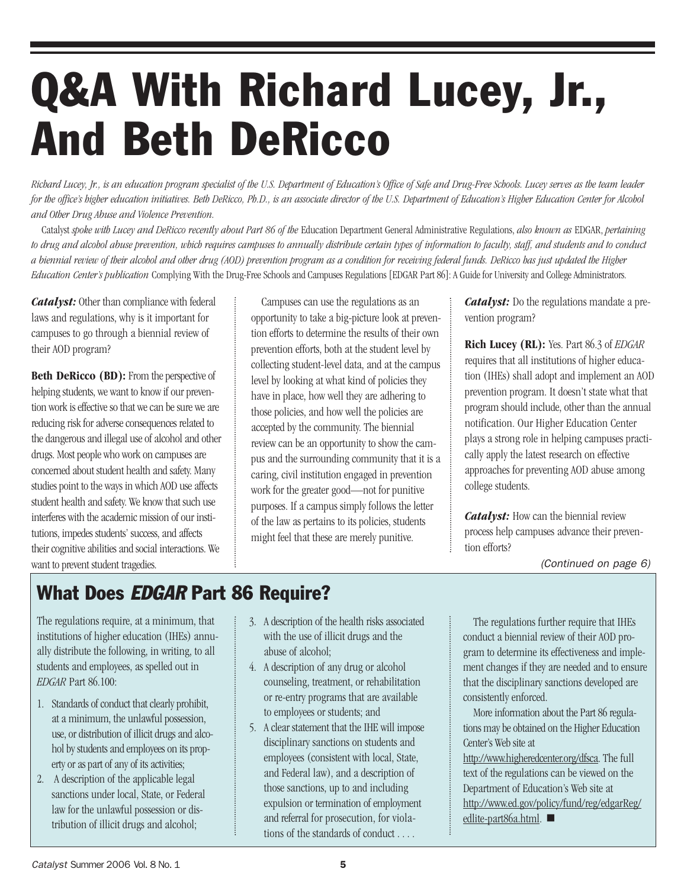# Q&A With Richard Lucey, Jr., And Beth DeRicco

*Richard Lucey, Jr., is an education program specialist of the U.S. Department of Education's Office of Safe and Drug-Free Schools. Lucey serves as the team leader for the office's higher education initiatives. Beth DeRicco, Ph.D., is an associate director of the U.S. Department of Education's Higher Education Center for Alcohol and Other Drug Abuse and Violence Prevention.*

Catalyst *spoke with Lucey and DeRicco recently about Part 86 of the* Education Department General Administrative Regulations, *also known as* EDGAR, *pertaining to drug and alcohol abuse prevention, which requires campuses to annually distribute certain types of information to faculty, staff, and students and to conduct a biennial review of their alcohol and other drug (AOD) prevention program as a condition for receiving federal funds. DeRicco has just updated the Higher Education Center's publication* Complying With the Drug-Free Schools and Campuses Regulations [EDGAR Part 86]: A Guide for University and College Administrators.

***Catalyst:*** Other than compliance with federal laws and regulations, why is it important for campuses to go through a biennial review of their AOD program?

**Beth DeRicco (BD):** From the perspective of helping students, we want to know if our prevention work is effective so that we can be sure we are reducing risk for adverse consequences related to the dangerous and illegal use of alcohol and other drugs. Most people who work on campuses are concerned about student health and safety. Many studies point to the ways in which AOD use affects student health and safety. We know that such use interferes with the academic mission of our institutions, impedes students' success, and affects their cognitive abilities and social interactions. We want to prevent student tragedies.

Campuses can use the regulations as an opportunity to take a big-picture look at prevention efforts to determine the results of their own prevention efforts, both at the student level by collecting student-level data, and at the campus level by looking at what kind of policies they have in place, how well they are adhering to those policies, and how well the policies are accepted by the community. The biennial review can be an opportunity to show the campus and the surrounding community that it is a caring, civil institution engaged in prevention work for the greater good—not for punitive purposes. If a campus simply follows the letter of the law as pertains to its policies, students might feel that these are merely punitive.

***Catalyst:*** Do the regulations mandate a prevention program?

**Rich Lucey (RL):** Yes. Part 86.3 of *EDGAR* requires that all institutions of higher education (IHEs) shall adopt and implement an AOD prevention program. It doesn't state what that program should include, other than the annual notification. Our Higher Education Center plays a strong role in helping campuses practically apply the latest research on effective approaches for preventing AOD abuse among college students.

***Catalyst:*** How can the biennial review process help campuses advance their prevention efforts?

*(Continued on page 6)*

## What Does *EDGAR* Part 86 Require?

The regulations require, at a minimum, that institutions of higher education (IHEs) annually distribute the following, in writing, to all students and employees, as spelled out in *EDGAR* Part 86.100:

1. Standards of conduct that clearly prohibit, at a minimum, the unlawful possession, use, or distribution of illicit drugs and alcohol by students and employees on its property or as part of any of its activities;
2. A description of the applicable legal sanctions under local, State, or Federal law for the unlawful possession or distribution of illicit drugs and alcohol;
3. A description of the health risks associated with the use of illicit drugs and the abuse of alcohol;
4. A description of any drug or alcohol counseling, treatment, or rehabilitation or re-entry programs that are available to employees or students; and
5. A clear statement that the IHE will impose disciplinary sanctions on students and employees (consistent with local, State, and Federal law), and a description of those sanctions, up to and including expulsion or termination of employment and referral for prosecution, for violations of the standards of conduct . . . .

The regulations further require that IHEs conduct a biennial review of their AOD program to determine its effectiveness and implement changes if they are needed and to ensure that the disciplinary sanctions developed are consistently enforced.

More information about the Part 86 regulations may be obtained on the Higher Education Center's Web site at http://www.higheredcenter.org/dfsca. The full text of the regulations can be viewed on the Department of Education's Web site at http://www.ed.gov/policy/fund/reg/edgarReg/edlite-part86a.html. ■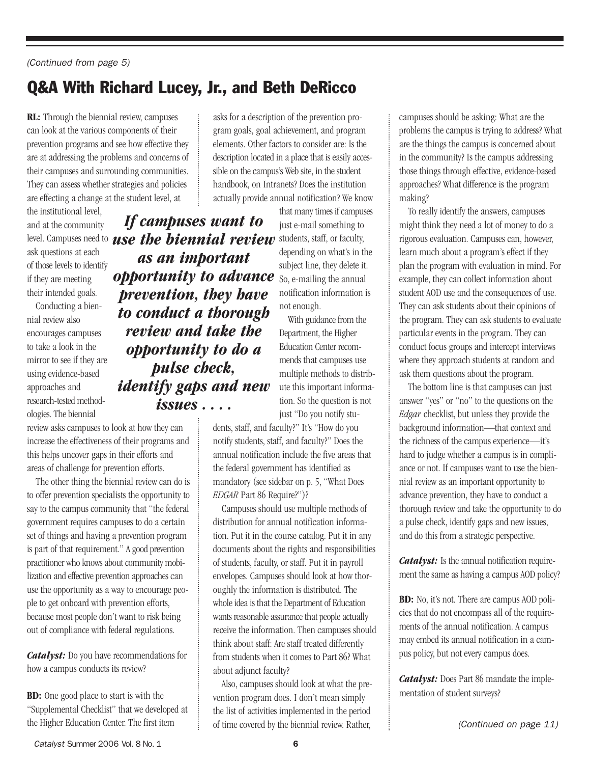*(Continued from page 5)*

## Q&A With Richard Lucey, Jr., and Beth DeRicco

**RL:** Through the biennial review, campuses can look at the various components of their prevention programs and see how effective they are at addressing the problems and concerns of their campuses and surrounding communities. They can assess whether strategies and policies are effecting a change at the student level, at the institutional level, and at the community level. Campuses need to ask questions at each of those levels to identify if they are meeting their intended goals.

Conducting a biennial review also encourages campuses to take a look in the mirror to see if they are using evidence-based approaches and research-tested methodologies. The biennial review asks campuses to look at how they can increase the effectiveness of their programs and this helps uncover gaps in their efforts and areas of challenge for prevention efforts.

The other thing the biennial review can do is to offer prevention specialists the opportunity to say to the campus community that "the federal government requires campuses to do a certain set of things and having a prevention program is part of that requirement." A good prevention practitioner who knows about community mobilization and effective prevention approaches can use the opportunity as a way to encourage people to get onboard with prevention efforts, because most people don't want to risk being out of compliance with federal regulations.

***Catalyst:*** Do you have recommendations for how a campus conducts its review?

**BD:** One good place to start is with the "Supplemental Checklist" that we developed at the Higher Education Center. The first item asks for a description of the prevention program goals, goal achievement, and program elements. Other factors to consider are: Is the description located in a place that is easily accessible on the campus's Web site, in the student handbook, on Intranets? Does the institution actually provide annual notification? We know that many times if campuses just e-mail something to students, staff, or faculty, depending on what's in the subject line, they delete it. So, e-mailing the annual notification information is not enough.

> ***If campuses want to use the biennial review as an important opportunity to advance prevention, they have to conduct a thorough review and take the opportunity to do a pulse check, identify gaps and new issues . . . .***

With guidance from the Department, the Higher Education Center recommends that campuses use multiple methods to distribute this important information. So the question is not just "Do you notify students, staff, and faculty?" It's "How do you notify students, staff, and faculty?" Does the annual notification include the five areas that the federal government has identified as mandatory (see sidebar on p. 5, "What Does *EDGAR* Part 86 Require?")?

Campuses should use multiple methods of distribution for annual notification information. Put it in the course catalog. Put it in any documents about the rights and responsibilities of students, faculty, or staff. Put it in payroll envelopes. Campuses should look at how thoroughly the information is distributed. The whole idea is that the Department of Education wants reasonable assurance that people actually receive the information. Then campuses should think about staff: Are staff treated differently from students when it comes to Part 86? What about adjunct faculty?

Also, campuses should look at what the prevention program does. I don't mean simply the list of activities implemented in the period of time covered by the biennial review. Rather, campuses should be asking: What are the problems the campus is trying to address? What are the things the campus is concerned about in the community? Is the campus addressing those things through effective, evidence-based approaches? What difference is the program making?

To really identify the answers, campuses might think they need a lot of money to do a rigorous evaluation. Campuses can, however, learn much about a program's effect if they plan the program with evaluation in mind. For example, they can collect information about student AOD use and the consequences of use. They can ask students about their opinions of the program. They can ask students to evaluate particular events in the program. They can conduct focus groups and intercept interviews where they approach students at random and ask them questions about the program.

The bottom line is that campuses can just answer "yes" or "no" to the questions on the *Edgar* checklist, but unless they provide the background information—that context and the richness of the campus experience—it's hard to judge whether a campus is in compliance or not. If campuses want to use the biennial review as an important opportunity to advance prevention, they have to conduct a thorough review and take the opportunity to do a pulse check, identify gaps and new issues, and do this from a strategic perspective.

***Catalyst:*** Is the annual notification requirement the same as having a campus AOD policy?

**BD:** No, it's not. There are campus AOD policies that do not encompass all of the requirements of the annual notification. A campus may embed its annual notification in a campus policy, but not every campus does.

***Catalyst:*** Does Part 86 mandate the implementation of student surveys?

*(Continued on page 11)*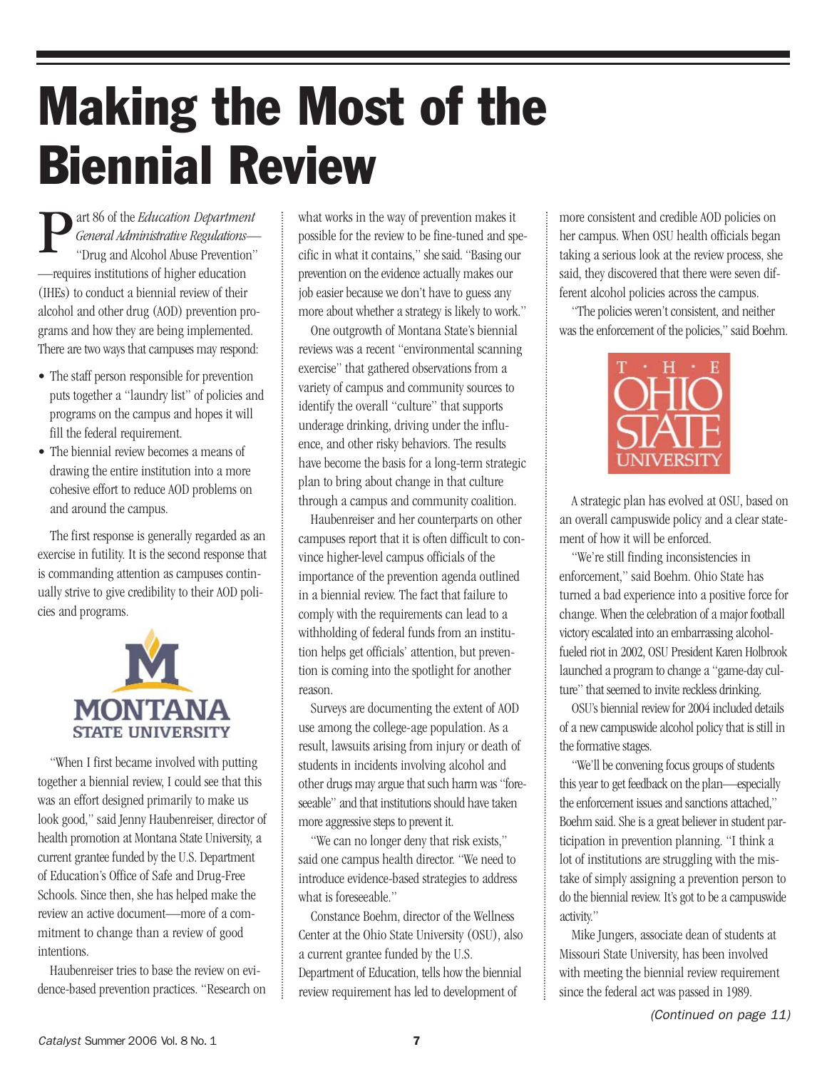# Making the Most of the Biennial Review

Part 86 of the *Education Department General Administrative Regulations*—"Drug and Alcohol Abuse Prevention"—requires institutions of higher education (IHEs) to conduct a biennial review of their alcohol and other drug (AOD) prevention programs and how they are being implemented. There are two ways that campuses may respond:

- The staff person responsible for prevention puts together a "laundry list" of policies and programs on the campus and hopes it will fill the federal requirement.
- The biennial review becomes a means of drawing the entire institution into a more cohesive effort to reduce AOD problems on and around the campus.

The first response is generally regarded as an exercise in futility. It is the second response that is commanding attention as campuses continually strive to give credibility to their AOD policies and programs.

"When I first became involved with putting together a biennial review, I could see that this was an effort designed primarily to make us look good," said Jenny Haubenreiser, director of health promotion at Montana State University, a current grantee funded by the U.S. Department of Education's Office of Safe and Drug-Free Schools. Since then, she has helped make the review an active document—more of a commitment to change than a review of good intentions.

Haubenreiser tries to base the review on evidence-based prevention practices. "Research on what works in the way of prevention makes it possible for the review to be fine-tuned and specific in what it contains," she said. "Basing our prevention on the evidence actually makes our job easier because we don't have to guess any more about whether a strategy is likely to work."

One outgrowth of Montana State's biennial reviews was a recent "environmental scanning exercise" that gathered observations from a variety of campus and community sources to identify the overall "culture" that supports underage drinking, driving under the influence, and other risky behaviors. The results have become the basis for a long-term strategic plan to bring about change in that culture through a campus and community coalition.

Haubenreiser and her counterparts on other campuses report that it is often difficult to convince higher-level campus officials of the importance of the prevention agenda outlined in a biennial review. The fact that failure to comply with the requirements can lead to a withholding of federal funds from an institution helps get officials' attention, but prevention is coming into the spotlight for another reason.

Surveys are documenting the extent of AOD use among the college-age population. As a result, lawsuits arising from injury or death of students in incidents involving alcohol and other drugs may argue that such harm was "foreseeable" and that institutions should have taken more aggressive steps to prevent it.

"We can no longer deny that risk exists," said one campus health director. "We need to introduce evidence-based strategies to address what is foreseeable."

Constance Boehm, director of the Wellness Center at the Ohio State University (OSU), also a current grantee funded by the U.S. Department of Education, tells how the biennial review requirement has led to development of more consistent and credible AOD policies on her campus. When OSU health officials began taking a serious look at the review process, she said, they discovered that there were seven different alcohol policies across the campus.

"The policies weren't consistent, and neither was the enforcement of the policies," said Boehm.

A strategic plan has evolved at OSU, based on an overall campuswide policy and a clear statement of how it will be enforced.

"We're still finding inconsistencies in enforcement," said Boehm. Ohio State has turned a bad experience into a positive force for change. When the celebration of a major football victory escalated into an embarrassing alcohol-fueled riot in 2002, OSU President Karen Holbrook launched a program to change a "game-day culture" that seemed to invite reckless drinking.

OSU's biennial review for 2004 included details of a new campuswide alcohol policy that is still in the formative stages.

"We'll be convening focus groups of students this year to get feedback on the plan—especially the enforcement issues and sanctions attached," Boehm said. She is a great believer in student participation in prevention planning. "I think a lot of institutions are struggling with the mistake of simply assigning a prevention person to do the biennial review. It's got to be a campuswide activity."

Mike Jungers, associate dean of students at Missouri State University, has been involved with meeting the biennial review requirement since the federal act was passed in 1989.

*(Continued on page 11)*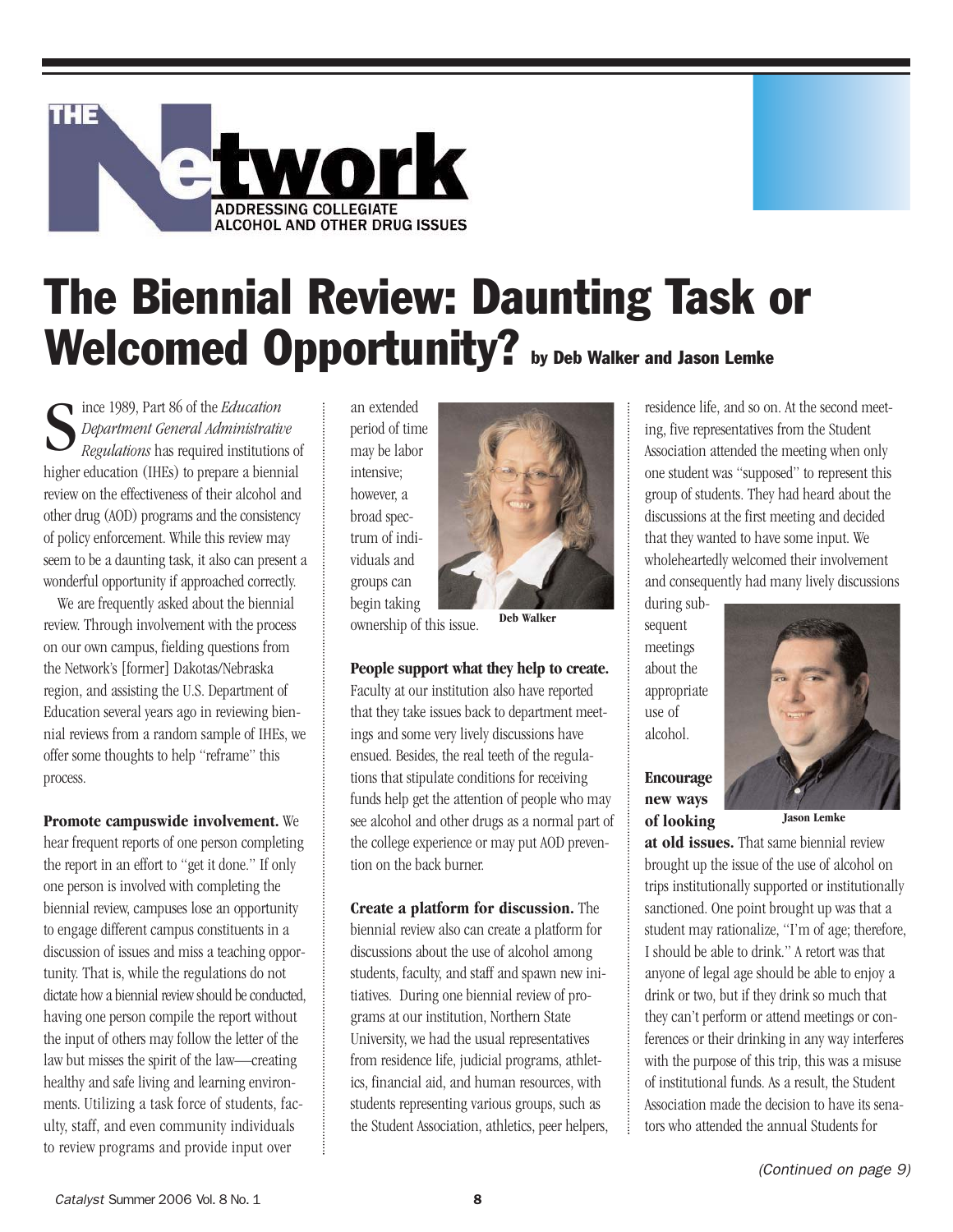THE Network

ADDRESSING COLLEGIATE ALCOHOL AND OTHER DRUG ISSUES

# The Biennial Review: Daunting Task or Welcomed Opportunity?

by Deb Walker and Jason Lemke

Since 1989, Part 86 of the *Education Department General Administrative Regulations* has required institutions of higher education (IHEs) to prepare a biennial review on the effectiveness of their alcohol and other drug (AOD) programs and the consistency of policy enforcement. While this review may seem to be a daunting task, it also can present a wonderful opportunity if approached correctly.

We are frequently asked about the biennial review. Through involvement with the process on our own campus, fielding questions from the Network's [former] Dakotas/Nebraska region, and assisting the U.S. Department of Education several years ago in reviewing biennial reviews from a random sample of IHEs, we offer some thoughts to help "reframe" this process.

**Promote campuswide involvement.** We hear frequent reports of one person completing the report in an effort to "get it done." If only one person is involved with completing the biennial review, campuses lose an opportunity to engage different campus constituents in a discussion of issues and miss a teaching opportunity. That is, while the regulations do not dictate how a biennial review should be conducted, having one person compile the report without the input of others may follow the letter of the law but misses the spirit of the law—creating healthy and safe living and learning environments. Utilizing a task force of students, faculty, staff, and even community individuals to review programs and provide input over an extended period of time may be labor intensive; however, a broad spectrum of individuals and groups can begin taking ownership of this issue.

Deb Walker

**People support what they help to create.** Faculty at our institution also have reported that they take issues back to department meetings and some very lively discussions have ensued. Besides, the real teeth of the regulations that stipulate conditions for receiving funds help get the attention of people who may see alcohol and other drugs as a normal part of the college experience or may put AOD prevention on the back burner.

**Create a platform for discussion.** The biennial review also can create a platform for discussions about the use of alcohol among students, faculty, and staff and spawn new initiatives. During one biennial review of programs at our institution, Northern State University, we had the usual representatives from residence life, judicial programs, athletics, financial aid, and human resources, with students representing various groups, such as the Student Association, athletics, peer helpers, residence life, and so on. At the second meeting, five representatives from the Student Association attended the meeting when only one student was "supposed" to represent this group of students. They had heard about the discussions at the first meeting and decided that they wanted to have some input. We wholeheartedly welcomed their involvement and consequently had many lively discussions during subsequent meetings about the appropriate use of alcohol.

Jason Lemke

**Encourage new ways of looking at old issues.** That same biennial review brought up the issue of the use of alcohol on trips institutionally supported or institutionally sanctioned. One point brought up was that a student may rationalize, "I'm of age; therefore, I should be able to drink." A retort was that anyone of legal age should be able to enjoy a drink or two, but if they drink so much that they can't perform or attend meetings or conferences or their drinking in any way interferes with the purpose of this trip, this was a misuse of institutional funds. As a result, the Student Association made the decision to have its senators who attended the annual Students for

*(Continued on page 9)*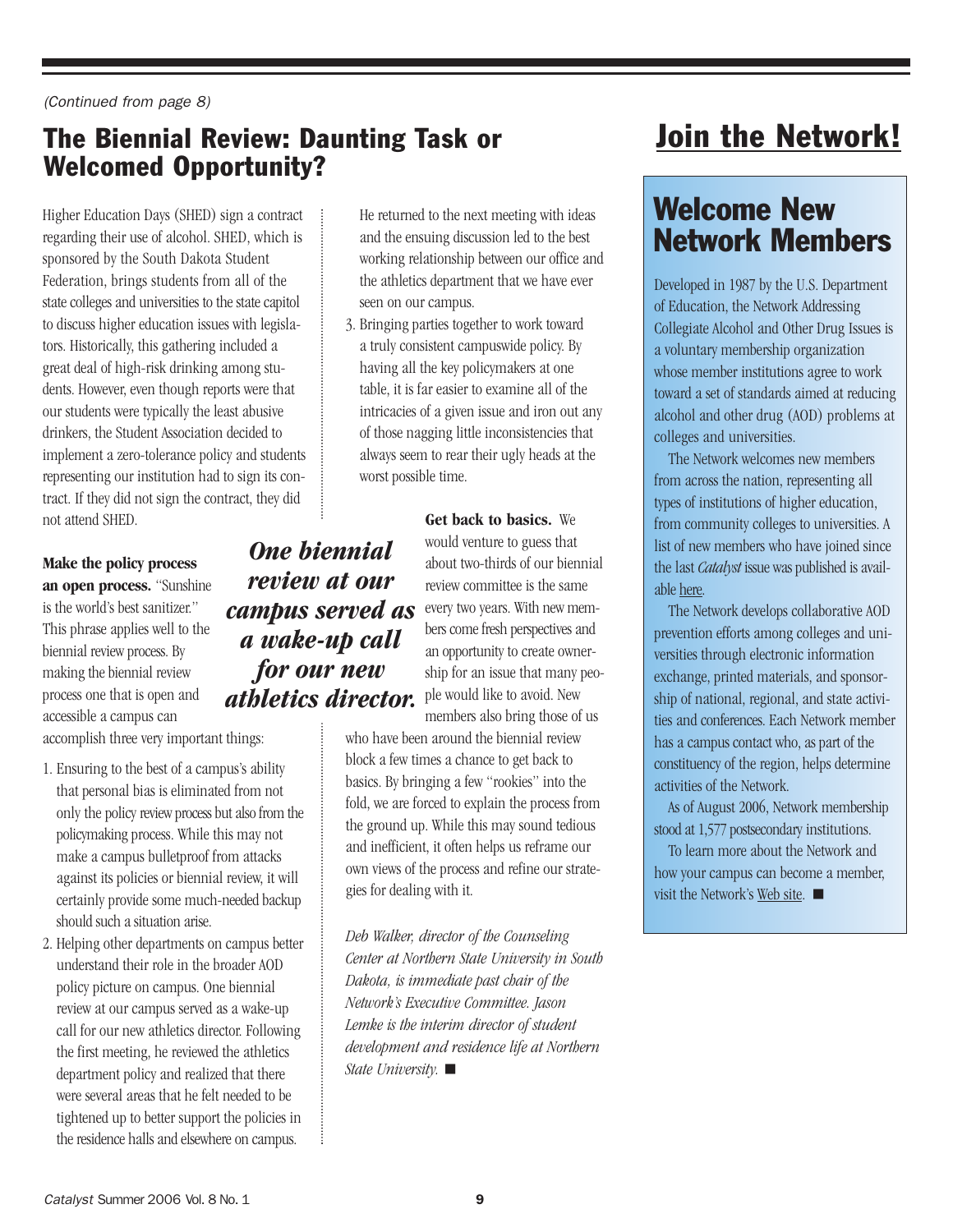*(Continued from page 8)*

## The Biennial Review: Daunting Task or Welcomed Opportunity?

Higher Education Days (SHED) sign a contract regarding their use of alcohol. SHED, which is sponsored by the South Dakota Student Federation, brings students from all of the state colleges and universities to the state capitol to discuss higher education issues with legislators. Historically, this gathering included a great deal of high-risk drinking among students. However, even though reports were that our students were typically the least abusive drinkers, the Student Association decided to implement a zero-tolerance policy and students representing our institution had to sign its contract. If they did not sign the contract, they did not attend SHED.

**Make the policy process an open process.** "Sunshine is the world's best sanitizer." This phrase applies well to the biennial review process. By making the biennial review process one that is open and accessible a campus can accomplish three very important things:

1. Ensuring to the best of a campus's ability that personal bias is eliminated from not only the policy review process but also from the policymaking process. While this may not make a campus bulletproof from attacks against its policies or biennial review, it will certainly provide some much-needed backup should such a situation arise.
2. Helping other departments on campus better understand their role in the broader AOD policy picture on campus. One biennial review at our campus served as a wake-up call for our new athletics director. Following the first meeting, he reviewed the athletics department policy and realized that there were several areas that he felt needed to be tightened up to better support the policies in the residence halls and elsewhere on campus. He returned to the next meeting with ideas and the ensuing discussion led to the best working relationship between our office and the athletics department that we have ever seen on our campus.
3. Bringing parties together to work toward a truly consistent campuswide policy. By having all the key policymakers at one table, it is far easier to examine all of the intricacies of a given issue and iron out any of those nagging little inconsistencies that always seem to rear their ugly heads at the worst possible time.

***One biennial review at our campus served as a wake-up call for our new athletics director.***

**Get back to basics.** We would venture to guess that about two-thirds of our biennial review committee is the same every two years. With new members come fresh perspectives and an opportunity to create ownership for an issue that many people would like to avoid. New members also bring those of us who have been around the biennial review block a few times a chance to get back to basics. By bringing a few "rookies" into the fold, we are forced to explain the process from the ground up. While this may sound tedious and inefficient, it often helps us reframe our own views of the process and refine our strategies for dealing with it.

*Deb Walker, director of the Counseling Center at Northern State University in South Dakota, is immediate past chair of the Network's Executive Committee. Jason Lemke is the interim director of student development and residence life at Northern State University.* ■

## Join the Network!

### Welcome New Network Members

Developed in 1987 by the U.S. Department of Education, the Network Addressing Collegiate Alcohol and Other Drug Issues is a voluntary membership organization whose member institutions agree to work toward a set of standards aimed at reducing alcohol and other drug (AOD) problems at colleges and universities.

The Network welcomes new members from across the nation, representing all types of institutions of higher education, from community colleges to universities. A list of new members who have joined since the last *Catalyst* issue was published is available here.

The Network develops collaborative AOD prevention efforts among colleges and universities through electronic information exchange, printed materials, and sponsorship of national, regional, and state activities and conferences. Each Network member has a campus contact who, as part of the constituency of the region, helps determine activities of the Network.

As of August 2006, Network membership stood at 1,577 postsecondary institutions.

To learn more about the Network and how your campus can become a member, visit the Network's Web site. ■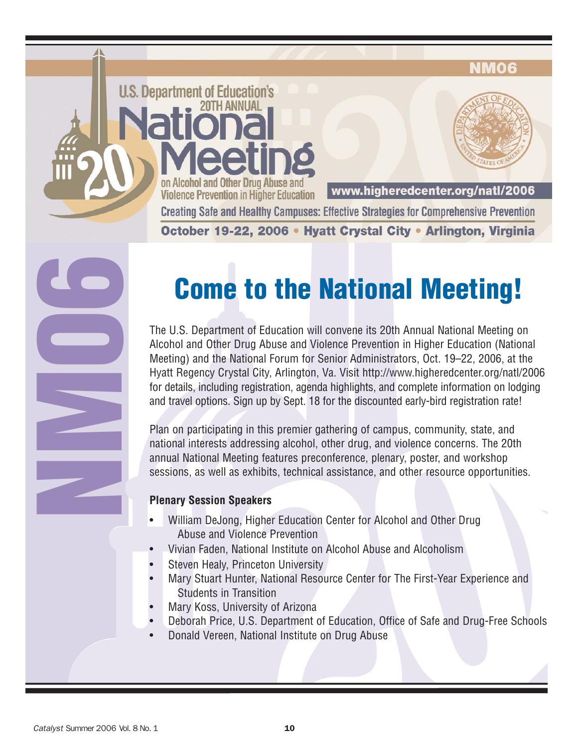NM06

U.S. Department of Education's 20TH ANNUAL

# National Meeting

on Alcohol and Other Drug Abuse and Violence Prevention in Higher Education

www.higheredcenter.org/natl/2006

Creating Safe and Healthy Campuses: Effective Strategies for Comprehensive Prevention

**October 19-22, 2006 • Hyatt Crystal City • Arlington, Virginia**

NM06

## Come to the National Meeting!

The U.S. Department of Education will convene its 20th Annual National Meeting on Alcohol and Other Drug Abuse and Violence Prevention in Higher Education (National Meeting) and the National Forum for Senior Administrators, Oct. 19–22, 2006, at the Hyatt Regency Crystal City, Arlington, Va. Visit http://www.higheredcenter.org/natl/2006 for details, including registration, agenda highlights, and complete information on lodging and travel options. Sign up by Sept. 18 for the discounted early-bird registration rate!

Plan on participating in this premier gathering of campus, community, state, and national interests addressing alcohol, other drug, and violence concerns. The 20th annual National Meeting features preconference, plenary, poster, and workshop sessions, as well as exhibits, technical assistance, and other resource opportunities.

**Plenary Session Speakers**

- William DeJong, Higher Education Center for Alcohol and Other Drug Abuse and Violence Prevention
- Vivian Faden, National Institute on Alcohol Abuse and Alcoholism
- Steven Healy, Princeton University
- Mary Stuart Hunter, National Resource Center for The First-Year Experience and Students in Transition
- Mary Koss, University of Arizona
- Deborah Price, U.S. Department of Education, Office of Safe and Drug-Free Schools
- Donald Vereen, National Institute on Drug Abuse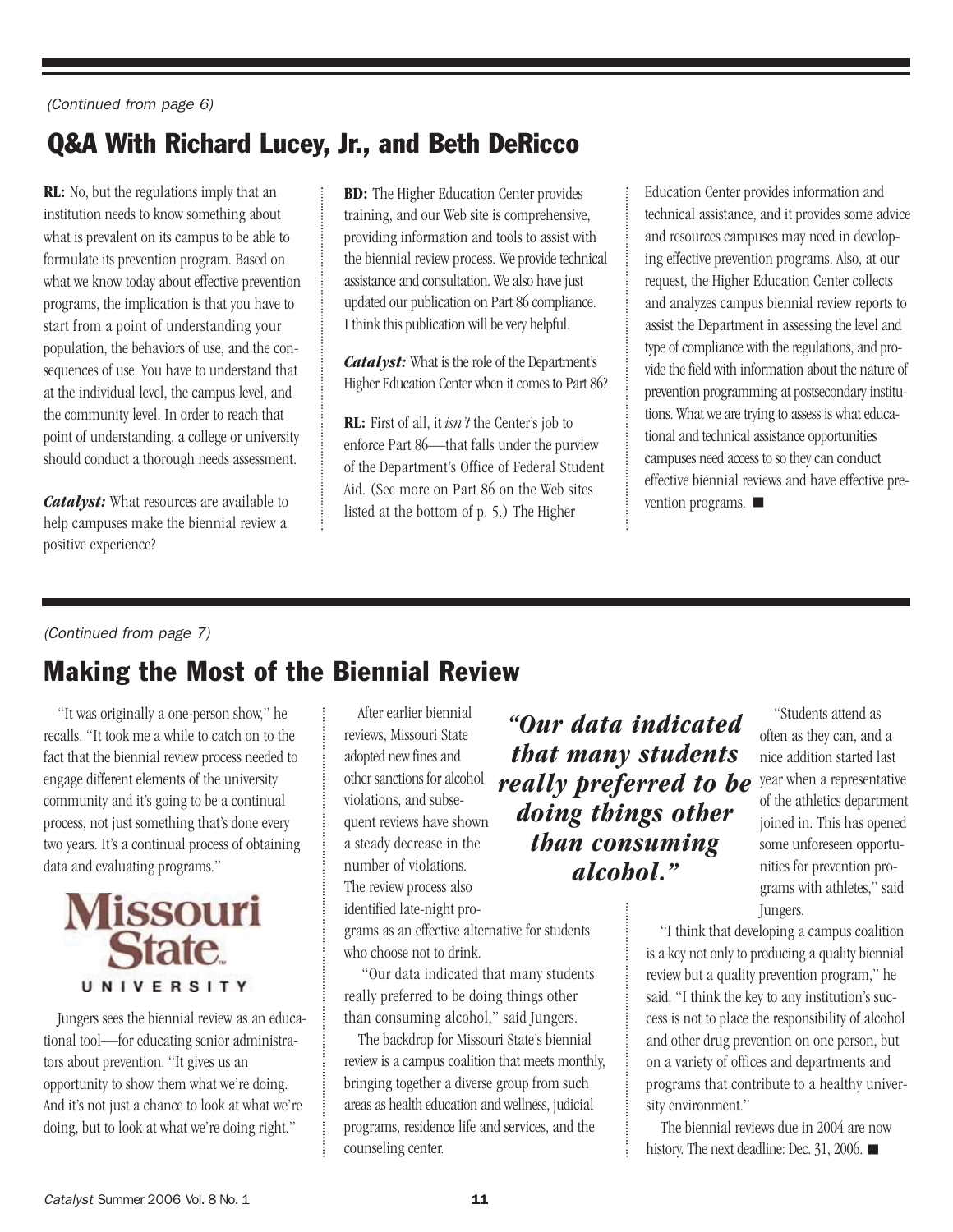*(Continued from page 6)*

## Q&A With Richard Lucey, Jr., and Beth DeRicco

**RL:** No, but the regulations imply that an institution needs to know something about what is prevalent on its campus to be able to formulate its prevention program. Based on what we know today about effective prevention programs, the implication is that you have to start from a point of understanding your population, the behaviors of use, and the consequences of use. You have to understand that at the individual level, the campus level, and the community level. In order to reach that point of understanding, a college or university should conduct a thorough needs assessment.

***Catalyst:*** What resources are available to help campuses make the biennial review a positive experience?

**BD:** The Higher Education Center provides training, and our Web site is comprehensive, providing information and tools to assist with the biennial review process. We provide technical assistance and consultation. We also have just updated our publication on Part 86 compliance. I think this publication will be very helpful.

***Catalyst:*** What is the role of the Department's Higher Education Center when it comes to Part 86?

**RL:** First of all, it *isn't* the Center's job to enforce Part 86—that falls under the purview of the Department's Office of Federal Student Aid. (See more on Part 86 on the Web sites listed at the bottom of p. 5.) The Higher Education Center provides information and technical assistance, and it provides some advice and resources campuses may need in developing effective prevention programs. Also, at our request, the Higher Education Center collects and analyzes campus biennial review reports to assist the Department in assessing the level and type of compliance with the regulations, and provide the field with information about the nature of prevention programming at postsecondary institutions. What we are trying to assess is what educational and technical assistance opportunities campuses need access to so they can conduct effective biennial reviews and have effective prevention programs. ■

*(Continued from page 7)*

## Making the Most of the Biennial Review

"It was originally a one-person show," he recalls. "It took me a while to catch on to the fact that the biennial review process needed to engage different elements of the university community and it's going to be a continual process, not just something that's done every two years. It's a continual process of obtaining data and evaluating programs."

Missouri State UNIVERSITY

Jungers sees the biennial review as an educational tool—for educating senior administrators about prevention. "It gives us an opportunity to show them what we're doing. And it's not just a chance to look at what we're doing, but to look at what we're doing right."

After earlier biennial reviews, Missouri State adopted new fines and other sanctions for alcohol violations, and subsequent reviews have shown a steady decrease in the number of violations. The review process also identified late-night programs as an effective alternative for students who choose not to drink.

***"Our data indicated that many students really preferred to be doing things other than consuming alcohol."***

"Our data indicated that many students really preferred to be doing things other than consuming alcohol," said Jungers.

The backdrop for Missouri State's biennial review is a campus coalition that meets monthly, bringing together a diverse group from such areas as health education and wellness, judicial programs, residence life and services, and the counseling center.

"Students attend as often as they can, and a nice addition started last year when a representative of the athletics department joined in. This has opened some unforeseen opportunities for prevention programs with athletes," said Jungers.

"I think that developing a campus coalition is a key not only to producing a quality biennial review but a quality prevention program," he said. "I think the key to any institution's success is not to place the responsibility of alcohol and other drug prevention on one person, but on a variety of offices and departments and programs that contribute to a healthy university environment."

The biennial reviews due in 2004 are now history. The next deadline: Dec. 31, 2006. ■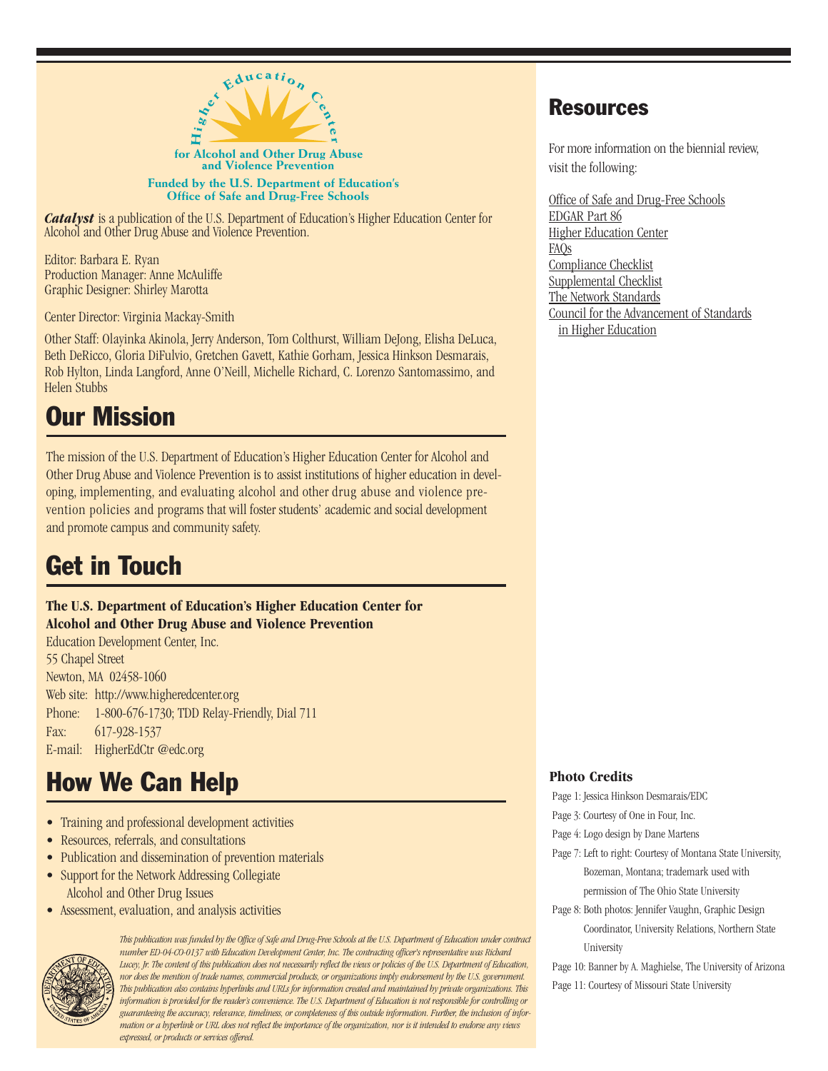Higher Education Center
for Alcohol and Other Drug Abuse and Violence Prevention

**Funded by the U.S. Department of Education's Office of Safe and Drug-Free Schools**

***Catalyst*** is a publication of the U.S. Department of Education's Higher Education Center for Alcohol and Other Drug Abuse and Violence Prevention.

Editor: Barbara E. Ryan
Production Manager: Anne McAuliffe
Graphic Designer: Shirley Marotta

Center Director: Virginia Mackay-Smith

Other Staff: Olayinka Akinola, Jerry Anderson, Tom Colthurst, William DeJong, Elisha DeLuca, Beth DeRicco, Gloria DiFulvio, Gretchen Gavett, Kathie Gorham, Jessica Hinkson Desmarais, Rob Hylton, Linda Langford, Anne O'Neill, Michelle Richard, C. Lorenzo Santomassimo, and Helen Stubbs

## Our Mission

The mission of the U.S. Department of Education's Higher Education Center for Alcohol and Other Drug Abuse and Violence Prevention is to assist institutions of higher education in developing, implementing, and evaluating alcohol and other drug abuse and violence prevention policies and programs that will foster students' academic and social development and promote campus and community safety.

## Get in Touch

**The U.S. Department of Education's Higher Education Center for Alcohol and Other Drug Abuse and Violence Prevention**
Education Development Center, Inc.
55 Chapel Street
Newton, MA 02458-1060
Web site: http://www.higheredcenter.org
Phone: 1-800-676-1730; TDD Relay-Friendly, Dial 711
Fax: 617-928-1537
E-mail: HigherEdCtr @edc.org

## How We Can Help

- Training and professional development activities
- Resources, referrals, and consultations
- Publication and dissemination of prevention materials
- Support for the Network Addressing Collegiate Alcohol and Other Drug Issues
- Assessment, evaluation, and analysis activities

*This publication was funded by the Office of Safe and Drug-Free Schools at the U.S. Department of Education under contract number ED-04-CO-0137 with Education Development Center, Inc. The contracting officer's representative was Richard Lucey, Jr. The content of this publication does not necessarily reflect the views or policies of the U.S. Department of Education, nor does the mention of trade names, commercial products, or organizations imply endorsement by the U.S. government. This publication also contains hyperlinks and URLs for information created and maintained by private organizations. This information is provided for the reader's convenience. The U.S. Department of Education is not responsible for controlling or guaranteeing the accuracy, relevance, timeliness, or completeness of this outside information. Further, the inclusion of information or a hyperlink or URL does not reflect the importance of the organization, nor is it intended to endorse any views expressed, or products or services offered.*

## Resources

For more information on the biennial review, visit the following:

Office of Safe and Drug-Free Schools
EDGAR Part 86
Higher Education Center
FAQs
Compliance Checklist
Supplemental Checklist
The Network Standards
Council for the Advancement of Standards in Higher Education

### Photo Credits

Page 1: Jessica Hinkson Desmarais/EDC
Page 3: Courtesy of One in Four, Inc.
Page 4: Logo design by Dane Martens
Page 7: Left to right: Courtesy of Montana State University, Bozeman, Montana; trademark used with permission of The Ohio State University
Page 8: Both photos: Jennifer Vaughn, Graphic Design Coordinator, University Relations, Northern State University
Page 10: Banner by A. Maghielse, The University of Arizona
Page 11: Courtesy of Missouri State University